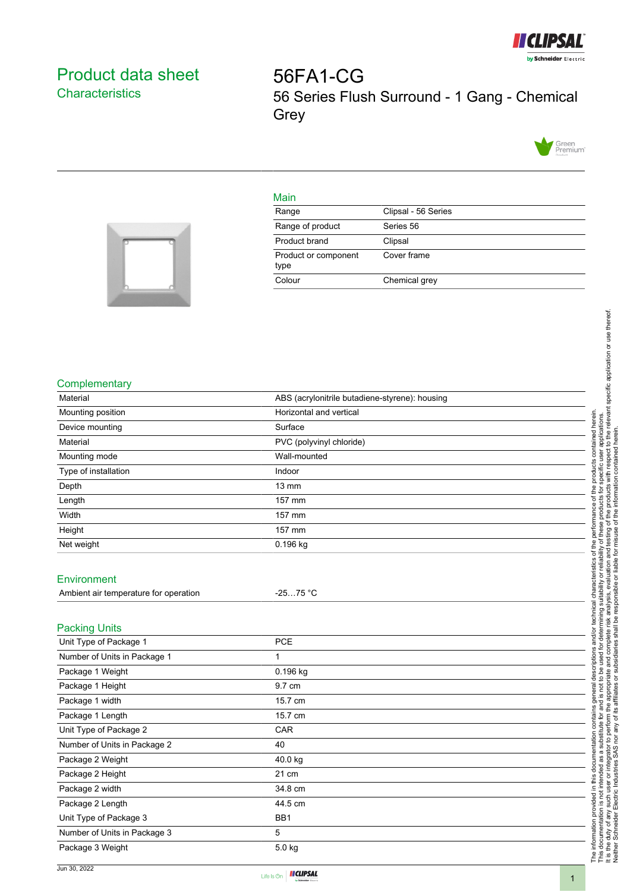# Product data sheet
## Characteristics

# 56FA1-CG

56 Series Flush Surround - 1 Gang - Chemical Grey

### Main

| | |
|---|---|
| Range | Clipsal - 56 Series |
| Range of product | Series 56 |
| Product brand | Clipsal |
| Product or component type | Cover frame |
| Colour | Chemical grey |

### Complementary

| | |
|---|---|
| Material | ABS (acrylonitrile butadiene-styrene): housing |
| Mounting position | Horizontal and vertical |
| Device mounting | Surface |
| Material | PVC (polyvinyl chloride) |
| Mounting mode | Wall-mounted |
| Type of installation | Indoor |
| Depth | 13 mm |
| Length | 157 mm |
| Width | 157 mm |
| Height | 157 mm |
| Net weight | 0.196 kg |

### Environment

| | |
|---|---|
| Ambient air temperature for operation | -25…75 °C |

### Packing Units

| | |
|---|---|
| Unit Type of Package 1 | PCE |
| Number of Units in Package 1 | 1 |
| Package 1 Weight | 0.196 kg |
| Package 1 Height | 9.7 cm |
| Package 1 width | 15.7 cm |
| Package 1 Length | 15.7 cm |
| Unit Type of Package 2 | CAR |
| Number of Units in Package 2 | 40 |
| Package 2 Weight | 40.0 kg |
| Package 2 Height | 21 cm |
| Package 2 width | 34.8 cm |
| Package 2 Length | 44.5 cm |
| Unit Type of Package 3 | BB1 |
| Number of Units in Package 3 | 5 |
| Package 3 Weight | 5.0 kg |

The information provided in this documentation contains general descriptions and/or technical characteristics of the performance of the products contained herein. This documentation is not intended as a substitute for and is not to be used for determining suitability or reliability of these products for specific user applications. It is the duty of any such user or integrator to perform the appropriate and complete risk analysis, evaluation and testing of the products with respect to the relevant specific application or use thereof. Neither Schneider Electric Industries SAS nor any of its affiliates or subsidiaries shall be responsible or liable for misuse of the information contained herein.

Jun 30, 2022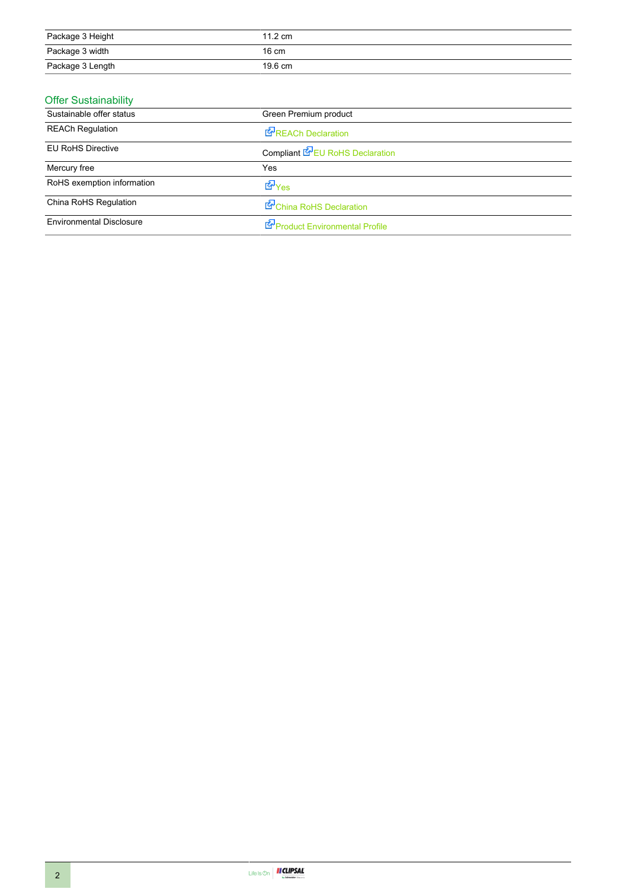| | |
|---|---|
| Package 3 Height | 11.2 cm |
| Package 3 width | 16 cm |
| Package 3 Length | 19.6 cm |

## Offer Sustainability

| | |
|---|---|
| Sustainable offer status | Green Premium product |
| REACh Regulation | REACh Declaration |
| EU RoHS Directive | Compliant EU RoHS Declaration |
| Mercury free | Yes |
| RoHS exemption information | Yes |
| China RoHS Regulation | China RoHS Declaration |
| Environmental Disclosure | Product Environmental Profile |